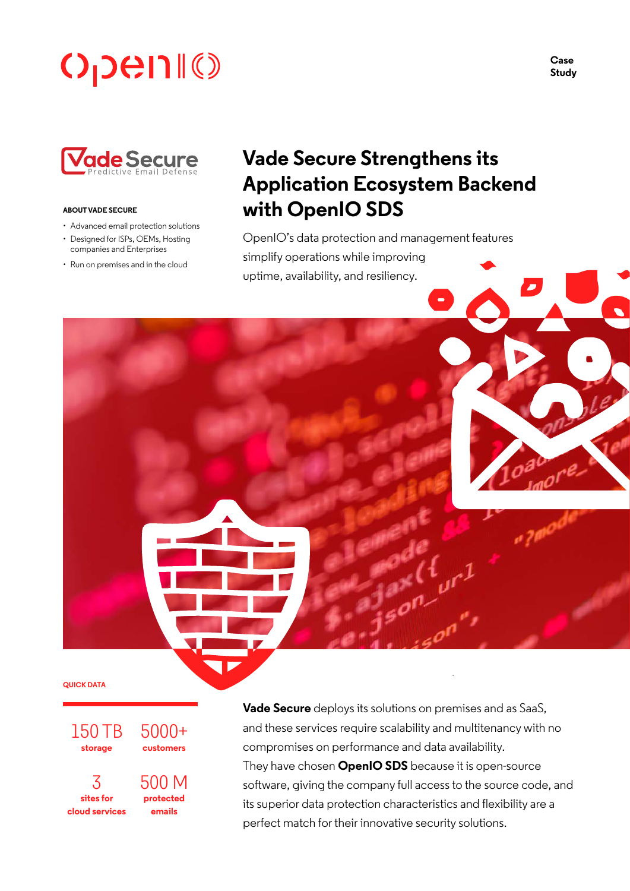Case Study

# Vade Secure Strengthens its Application Ecosystem Backend with OpenIO SDS

OpenIO's data protection and management features simplify operations while improving uptime, availability, and resiliency.

**ABOUT VADE SECURE**

- Advanced email protection solutions
- Designed for ISPs, OEMs, Hosting companies and Enterprises
- Run on premises and in the cloud

**QUICK DATA**

| | |
|---|---|
| 150 TB **storage** | 5000+ **customers** |
| 3 **sites for cloud services** | 500 M **protected emails** |

**Vade Secure** deploys its solutions on premises and as SaaS, and these services require scalability and multitenancy with no compromises on performance and data availability.

They have chosen **OpenIO SDS** because it is open-source software, giving the company full access to the source code, and its superior data protection characteristics and flexibility are a perfect match for their innovative security solutions.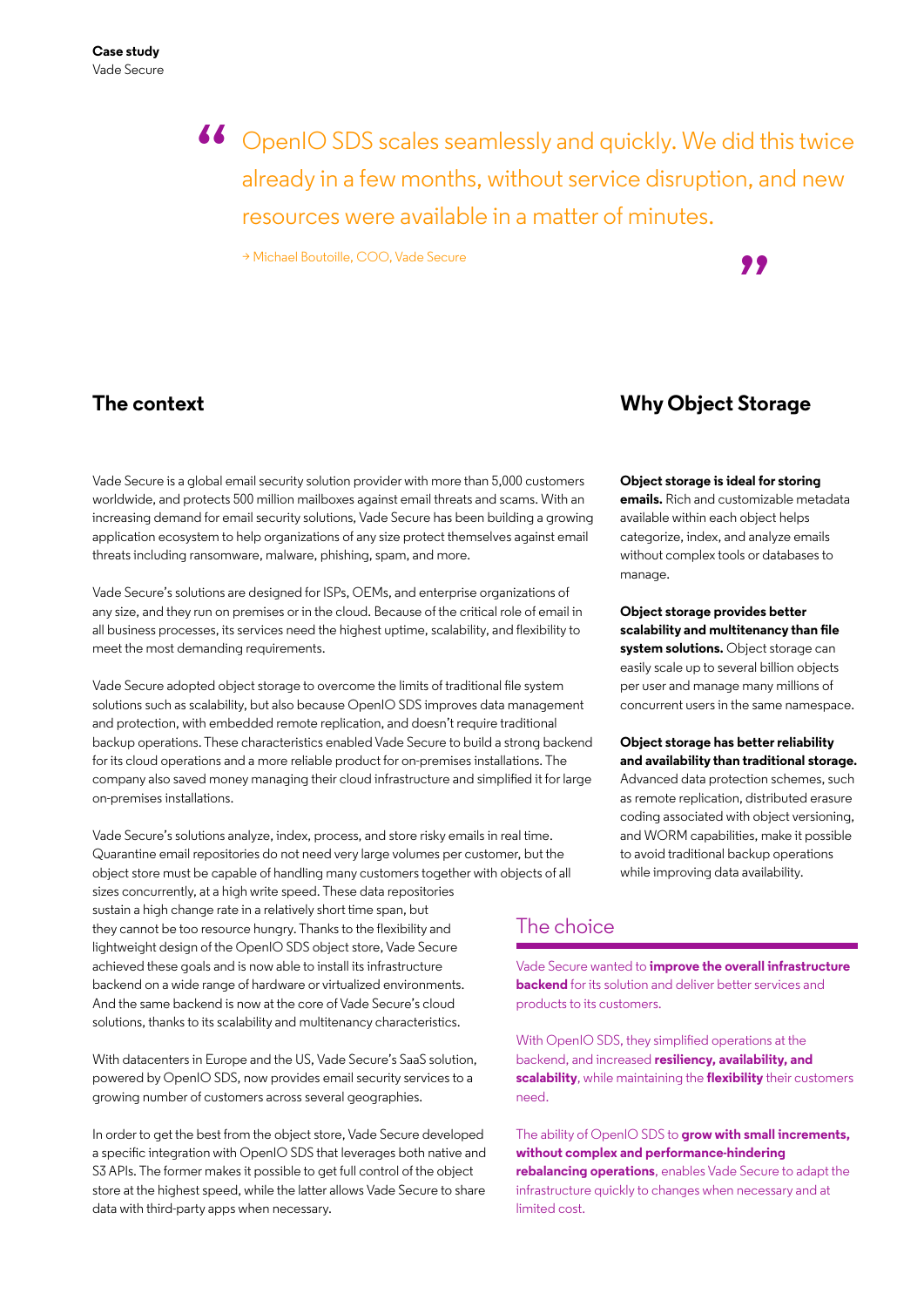> OpenIO SDS scales seamlessly and quickly. We did this twice already in a few months, without service disruption, and new resources were available in a matter of minutes.
>
> → Michael Boutoille, COO, Vade Secure

## The context

Vade Secure is a global email security solution provider with more than 5,000 customers worldwide, and protects 500 million mailboxes against email threats and scams. With an increasing demand for email security solutions, Vade Secure has been building a growing application ecosystem to help organizations of any size protect themselves against email threats including ransomware, malware, phishing, spam, and more.

Vade Secure's solutions are designed for ISPs, OEMs, and enterprise organizations of any size, and they run on premises or in the cloud. Because of the critical role of email in all business processes, its services need the highest uptime, scalability, and flexibility to meet the most demanding requirements.

Vade Secure adopted object storage to overcome the limits of traditional file system solutions such as scalability, but also because OpenIO SDS improves data management and protection, with embedded remote replication, and doesn't require traditional backup operations. These characteristics enabled Vade Secure to build a strong backend for its cloud operations and a more reliable product for on-premises installations. The company also saved money managing their cloud infrastructure and simplified it for large on-premises installations.

Vade Secure's solutions analyze, index, process, and store risky emails in real time. Quarantine email repositories do not need very large volumes per customer, but the object store must be capable of handling many customers together with objects of all sizes concurrently, at a high write speed. These data repositories sustain a high change rate in a relatively short time span, but they cannot be too resource hungry. Thanks to the flexibility and lightweight design of the OpenIO SDS object store, Vade Secure achieved these goals and is now able to install its infrastructure backend on a wide range of hardware or virtualized environments. And the same backend is now at the core of Vade Secure's cloud solutions, thanks to its scalability and multitenancy characteristics.

With datacenters in Europe and the US, Vade Secure's SaaS solution, powered by OpenIO SDS, now provides email security services to a growing number of customers across several geographies.

In order to get the best from the object store, Vade Secure developed a specific integration with OpenIO SDS that leverages both native and S3 APIs. The former makes it possible to get full control of the object store at the highest speed, while the latter allows Vade Secure to share data with third-party apps when necessary.

## Why Object Storage

**Object storage is ideal for storing emails.** Rich and customizable metadata available within each object helps categorize, index, and analyze emails without complex tools or databases to manage.

**Object storage provides better scalability and multitenancy than file system solutions.** Object storage can easily scale up to several billion objects per user and manage many millions of concurrent users in the same namespace.

**Object storage has better reliability and availability than traditional storage.** Advanced data protection schemes, such as remote replication, distributed erasure coding associated with object versioning, and WORM capabilities, make it possible to avoid traditional backup operations while improving data availability.

## The choice

Vade Secure wanted to **improve the overall infrastructure backend** for its solution and deliver better services and products to its customers.

With OpenIO SDS, they simplified operations at the backend, and increased **resiliency, availability, and scalability**, while maintaining the **flexibility** their customers need.

The ability of OpenIO SDS to **grow with small increments, without complex and performance-hindering rebalancing operations**, enables Vade Secure to adapt the infrastructure quickly to changes when necessary and at limited cost.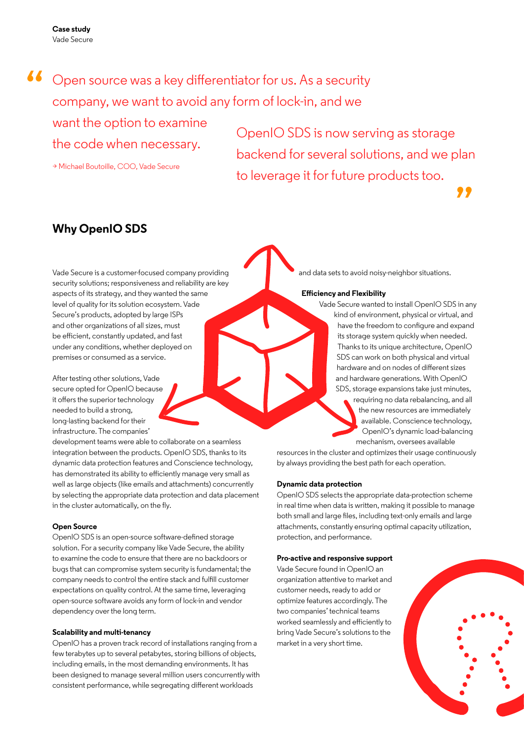> "Open source was a key differentiator for us. As a security company, we want to avoid any form of lock-in, and we want the option to examine the code when necessary. OpenIO SDS is now serving as storage backend for several solutions, and we plan to leverage it for future products too."
>
> → Michael Boutoille, COO, Vade Secure

## Why OpenIO SDS

Vade Secure is a customer-focused company providing security solutions; responsiveness and reliability are key aspects of its strategy, and they wanted the same level of quality for its solution ecosystem. Vade Secure's products, adopted by large ISPs and other organizations of all sizes, must be efficient, constantly updated, and fast under any conditions, whether deployed on premises or consumed as a service.

After testing other solutions, Vade secure opted for OpenIO because it offers the superior technology needed to build a strong, long-lasting backend for their infrastructure. The companies' development teams were able to collaborate on a seamless integration between the products. OpenIO SDS, thanks to its dynamic data protection features and Conscience technology, has demonstrated its ability to efficiently manage very small as well as large objects (like emails and attachments) concurrently by selecting the appropriate data protection and data placement in the cluster automatically, on the fly.

### Open Source

OpenIO SDS is an open-source software-defined storage solution. For a security company like Vade Secure, the ability to examine the code to ensure that there are no backdoors or bugs that can compromise system security is fundamental; the company needs to control the entire stack and fulfill customer expectations on quality control. At the same time, leveraging open-source software avoids any form of lock-in and vendor dependency over the long term.

### Scalability and multi-tenancy

OpenIO has a proven track record of installations ranging from a few terabytes up to several petabytes, storing billions of objects, including emails, in the most demanding environments. It has been designed to manage several million users concurrently with consistent performance, while segregating different workloads and data sets to avoid noisy-neighbor situations.

### Efficiency and Flexibility

Vade Secure wanted to install OpenIO SDS in any kind of environment, physical or virtual, and have the freedom to configure and expand its storage system quickly when needed. Thanks to its unique architecture, OpenIO SDS can work on both physical and virtual hardware and on nodes of different sizes and hardware generations. With OpenIO SDS, storage expansions take just minutes, requiring no data rebalancing, and all the new resources are immediately available. Conscience technology, OpenIO's dynamic load-balancing mechanism, oversees available resources in the cluster and optimizes their usage continuously by always providing the best path for each operation.

### Dynamic data protection

OpenIO SDS selects the appropriate data-protection scheme in real time when data is written, making it possible to manage both small and large files, including text-only emails and large attachments, constantly ensuring optimal capacity utilization, protection, and performance.

### Pro-active and responsive support

Vade Secure found in OpenIO an organization attentive to market and customer needs, ready to add or optimize features accordingly. The two companies' technical teams worked seamlessly and efficiently to bring Vade Secure's solutions to the market in a very short time.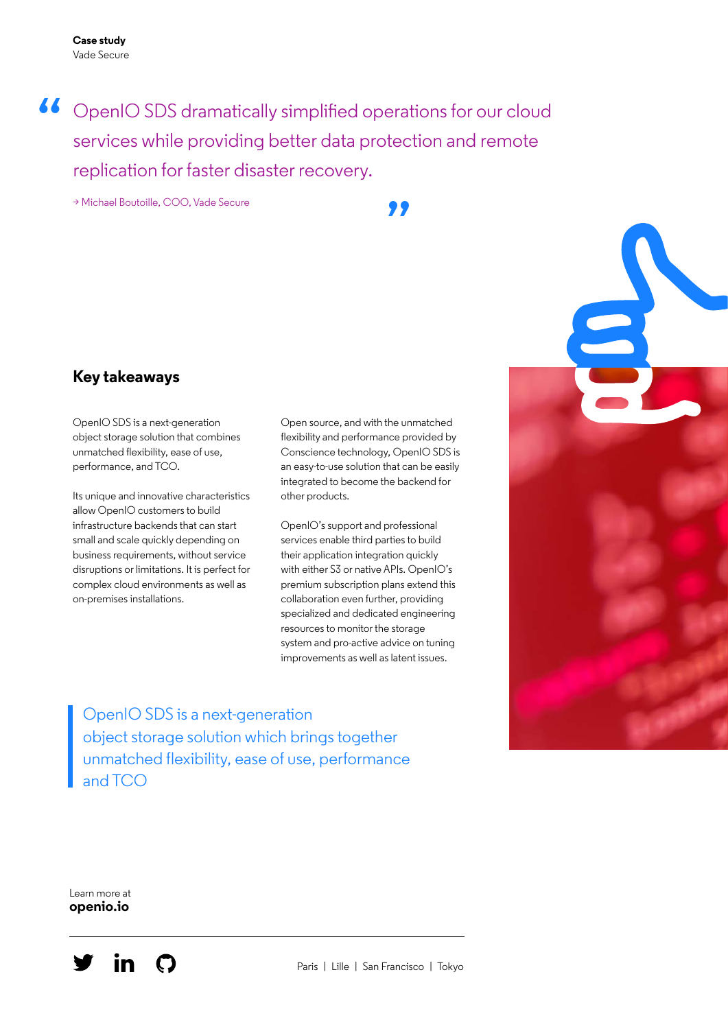**Case study**
Vade Secure

> OpenIO SDS dramatically simplified operations for our cloud services while providing better data protection and remote replication for faster disaster recovery.
>
> → Michael Boutoille, COO, Vade Secure

## Key takeaways

OpenIO SDS is a next-generation object storage solution that combines unmatched flexibility, ease of use, performance, and TCO.

Its unique and innovative characteristics allow OpenIO customers to build infrastructure backends that can start small and scale quickly depending on business requirements, without service disruptions or limitations. It is perfect for complex cloud environments as well as on-premises installations.

Open source, and with the unmatched flexibility and performance provided by Conscience technology, OpenIO SDS is an easy-to-use solution that can be easily integrated to become the backend for other products.

OpenIO's support and professional services enable third parties to build their application integration quickly with either S3 or native APIs. OpenIO's premium subscription plans extend this collaboration even further, providing specialized and dedicated engineering resources to monitor the storage system and pro-active advice on tuning improvements as well as latent issues.

> OpenIO SDS is a next-generation object storage solution which brings together unmatched flexibility, ease of use, performance and TCO

Learn more at
**openio.io**

Paris | Lille | San Francisco | Tokyo